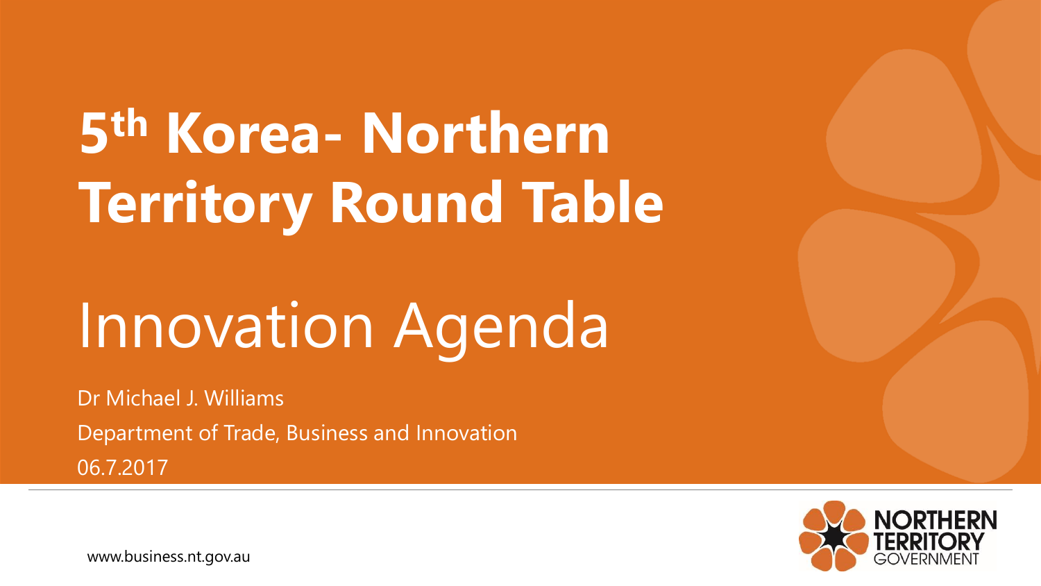# 5th Korea- Northern Territory Round Table

## Innovation Agenda

Dr Michael J. Williams

Department of Trade, Business and Innovation

06.7.2017

www.business.nt.gov.au

NORTHERN TERRITORY GOVERNMENT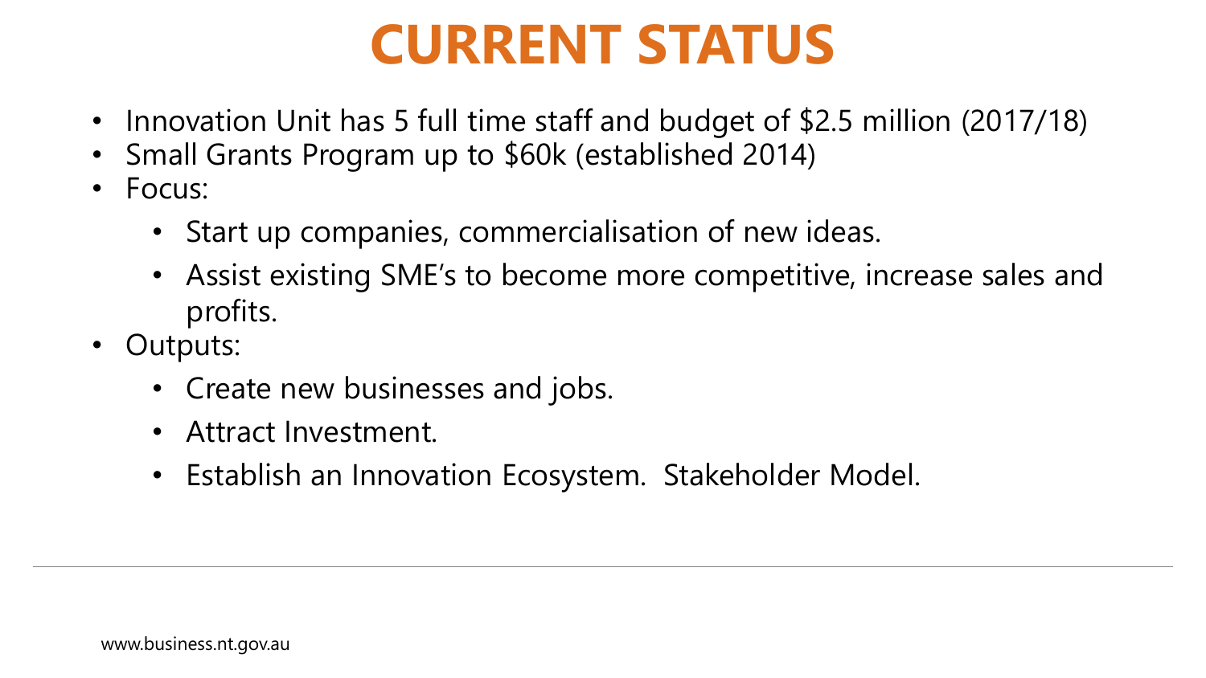# CURRENT STATUS

- Innovation Unit has 5 full time staff and budget of $2.5 million (2017/18)
- Small Grants Program up to $60k (established 2014)
- Focus:
  - Start up companies, commercialisation of new ideas.
  - Assist existing SME's to become more competitive, increase sales and profits.
- Outputs:
  - Create new businesses and jobs.
  - Attract Investment.
  - Establish an Innovation Ecosystem. Stakeholder Model.

www.business.nt.gov.au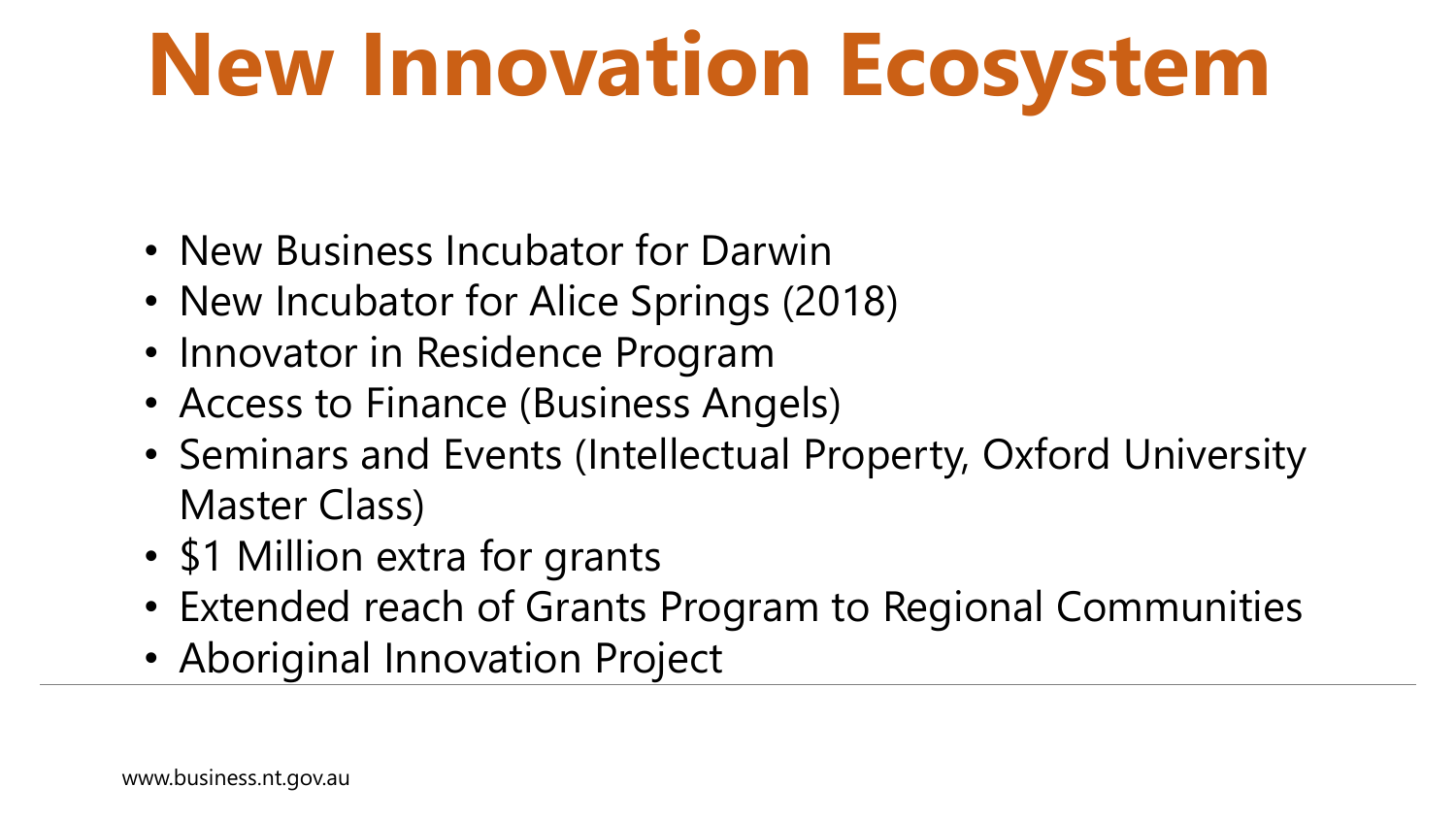# New Innovation Ecosystem

- New Business Incubator for Darwin
- New Incubator for Alice Springs (2018)
- Innovator in Residence Program
- Access to Finance (Business Angels)
- Seminars and Events (Intellectual Property, Oxford University Master Class)
- $1 Million extra for grants
- Extended reach of Grants Program to Regional Communities
- Aboriginal Innovation Project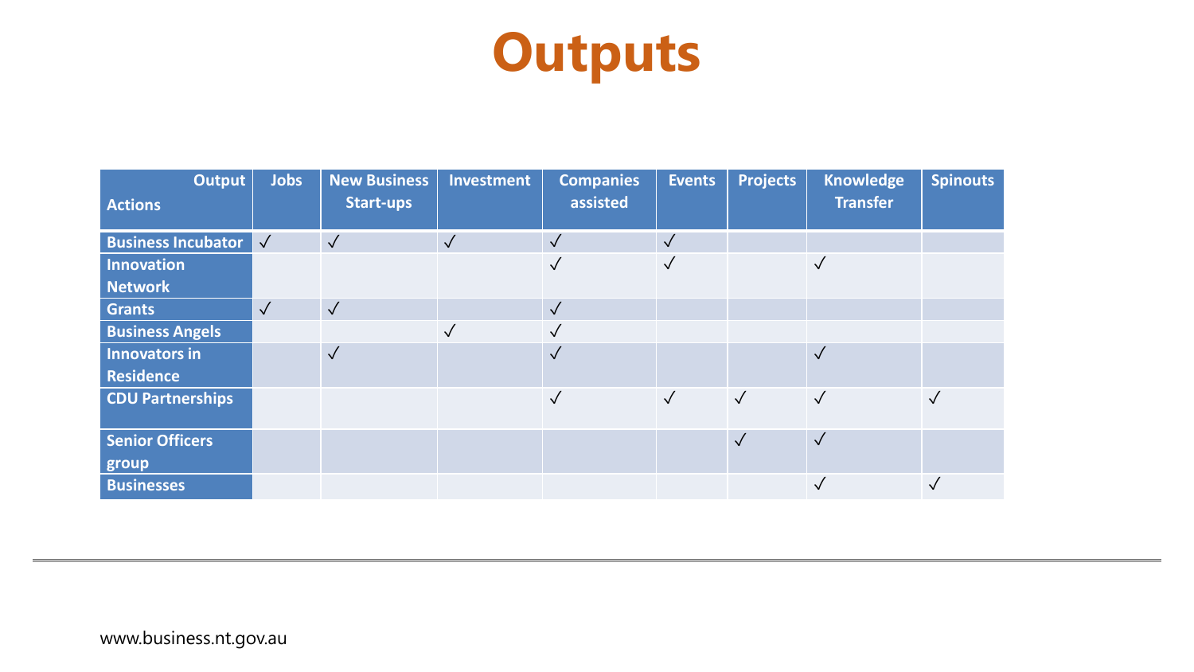# Outputs

| Output / Actions | Jobs | New Business Start-ups | Investment | Companies assisted | Events | Projects | Knowledge Transfer | Spinouts |
|---|---|---|---|---|---|---|---|---|
| Business Incubator | ✓ | ✓ | ✓ | ✓ | ✓ | | | |
| Innovation Network | | | | ✓ | ✓ | | ✓ | |
| Grants | ✓ | ✓ | | ✓ | | | | |
| Business Angels | | | ✓ | ✓ | | | | |
| Innovators in Residence | | ✓ | | ✓ | | | ✓ | |
| CDU Partnerships | | | | ✓ | ✓ | ✓ | ✓ | ✓ |
| Senior Officers group | | | | | | ✓ | ✓ | |
| Businesses | | | | | | | ✓ | ✓ |

www.business.nt.gov.au